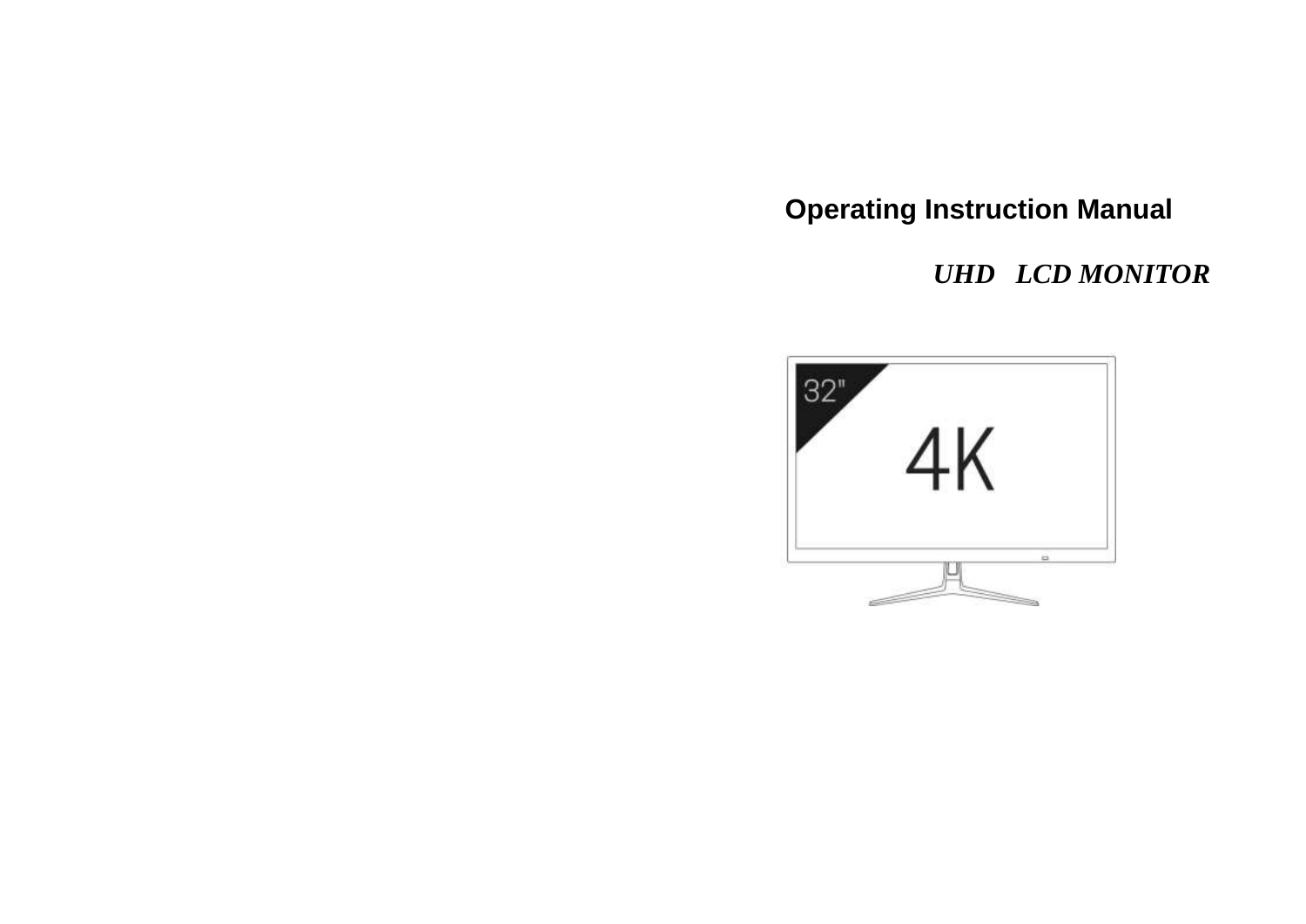# Operating Instruction Manual

***UHD LCD MONITOR***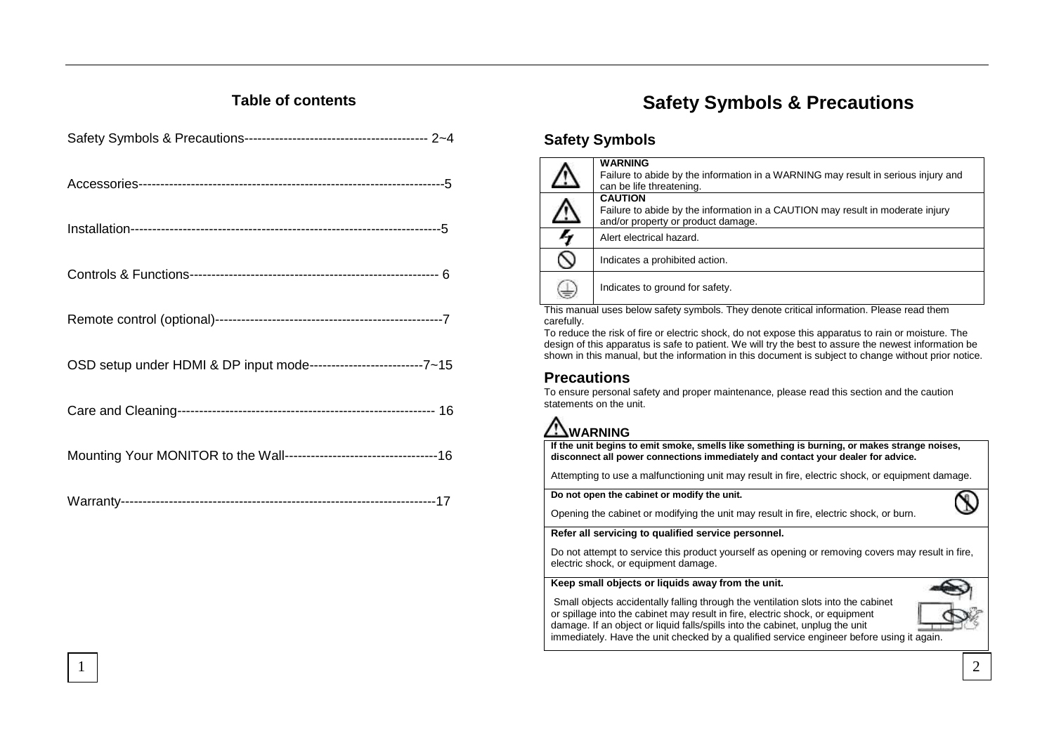## Table of contents

Safety Symbols & Precautions------------------------------------------ 2~4

Accessories---------------------------------------------------------------------5

Installation----------------------------------------------------------------------5

Controls & Functions--------------------------------------------------------- 6

Remote control (optional)----------------------------------------------------7

OSD setup under HDMI & DP input mode--------------------------7~15

Care and Cleaning----------------------------------------------------------- 16

Mounting Your MONITOR to the Wall-----------------------------------16

Warranty-------------------------------------------------------------------------17

# Safety Symbols & Precautions

## Safety Symbols

| Symbol | Description |
|---|---|
| ⚠ | **WARNING** Failure to abide by the information in a WARNING may result in serious injury and can be life threatening. |
| ⚠ | **CAUTION** Failure to abide by the information in a CAUTION may result in moderate injury and/or property or product damage. |
| ϟ | Alert electrical hazard. |
| ⃠ | Indicates a prohibited action. |
| ⏚ | Indicates to ground for safety. |

This manual uses below safety symbols. They denote critical information. Please read them carefully.

To reduce the risk of fire or electric shock, do not expose this apparatus to rain or moisture. The design of this apparatus is safe to patient. We will try the best to assure the newest information be shown in this manual, but the information in this document is subject to change without prior notice.

## Precautions

To ensure personal safety and proper maintenance, please read this section and the caution statements on the unit.

### ⚠WARNING

**If the unit begins to emit smoke, smells like something is burning, or makes strange noises, disconnect all power connections immediately and contact your dealer for advice.**

Attempting to use a malfunctioning unit may result in fire, electric shock, or equipment damage.

**Do not open the cabinet or modify the unit.**

Opening the cabinet or modifying the unit may result in fire, electric shock, or burn.

**Refer all servicing to qualified service personnel.**

Do not attempt to service this product yourself as opening or removing covers may result in fire, electric shock, or equipment damage.

**Keep small objects or liquids away from the unit.**

Small objects accidentally falling through the ventilation slots into the cabinet or spillage into the cabinet may result in fire, electric shock, or equipment damage. If an object or liquid falls/spills into the cabinet, unplug the unit immediately. Have the unit checked by a qualified service engineer before using it again.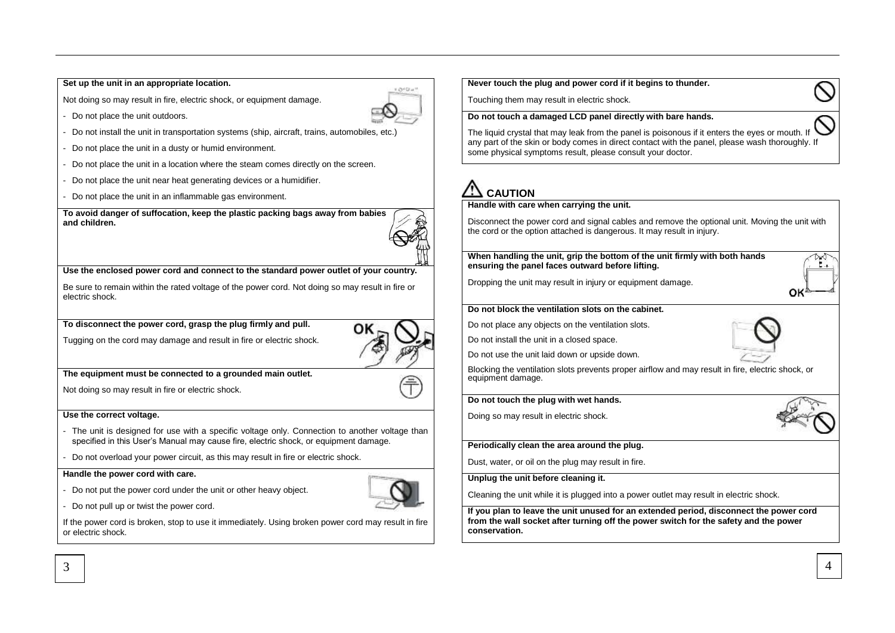**Set up the unit in an appropriate location.**

Not doing so may result in fire, electric shock, or equipment damage.

- Do not place the unit outdoors.
- Do not install the unit in transportation systems (ship, aircraft, trains, automobiles, etc.)
- Do not place the unit in a dusty or humid environment.
- Do not place the unit in a location where the steam comes directly on the screen.
- Do not place the unit near heat generating devices or a humidifier.
- Do not place the unit in an inflammable gas environment.

**To avoid danger of suffocation, keep the plastic packing bags away from babies and children.**

**Use the enclosed power cord and connect to the standard power outlet of your country.**

Be sure to remain within the rated voltage of the power cord. Not doing so may result in fire or electric shock.

**To disconnect the power cord, grasp the plug firmly and pull.**

Tugging on the cord may damage and result in fire or electric shock.

**The equipment must be connected to a grounded main outlet.**

Not doing so may result in fire or electric shock.

**Use the correct voltage.**

- The unit is designed for use with a specific voltage only. Connection to another voltage than specified in this User's Manual may cause fire, electric shock, or equipment damage.
- Do not overload your power circuit, as this may result in fire or electric shock.

**Handle the power cord with care.**

- Do not put the power cord under the unit or other heavy object.
- Do not pull up or twist the power cord.

If the power cord is broken, stop to use it immediately. Using broken power cord may result in fire or electric shock.

**Never touch the plug and power cord if it begins to thunder.**

Touching them may result in electric shock.

**Do not touch a damaged LCD panel directly with bare hands.**

The liquid crystal that may leak from the panel is poisonous if it enters the eyes or mouth. If any part of the skin or body comes in direct contact with the panel, please wash thoroughly. If some physical symptoms result, please consult your doctor.

## CAUTION

**Handle with care when carrying the unit.**

Disconnect the power cord and signal cables and remove the optional unit. Moving the unit with the cord or the option attached is dangerous. It may result in injury.

**When handling the unit, grip the bottom of the unit firmly with both hands ensuring the panel faces outward before lifting.**

Dropping the unit may result in injury or equipment damage.

**Do not block the ventilation slots on the cabinet.**

Do not place any objects on the ventilation slots.

Do not install the unit in a closed space.

Do not use the unit laid down or upside down.

Blocking the ventilation slots prevents proper airflow and may result in fire, electric shock, or equipment damage.

**Do not touch the plug with wet hands.**

Doing so may result in electric shock.

**Periodically clean the area around the plug.**

Dust, water, or oil on the plug may result in fire.

**Unplug the unit before cleaning it.**

Cleaning the unit while it is plugged into a power outlet may result in electric shock.

**If you plan to leave the unit unused for an extended period, disconnect the power cord from the wall socket after turning off the power switch for the safety and the power conservation.**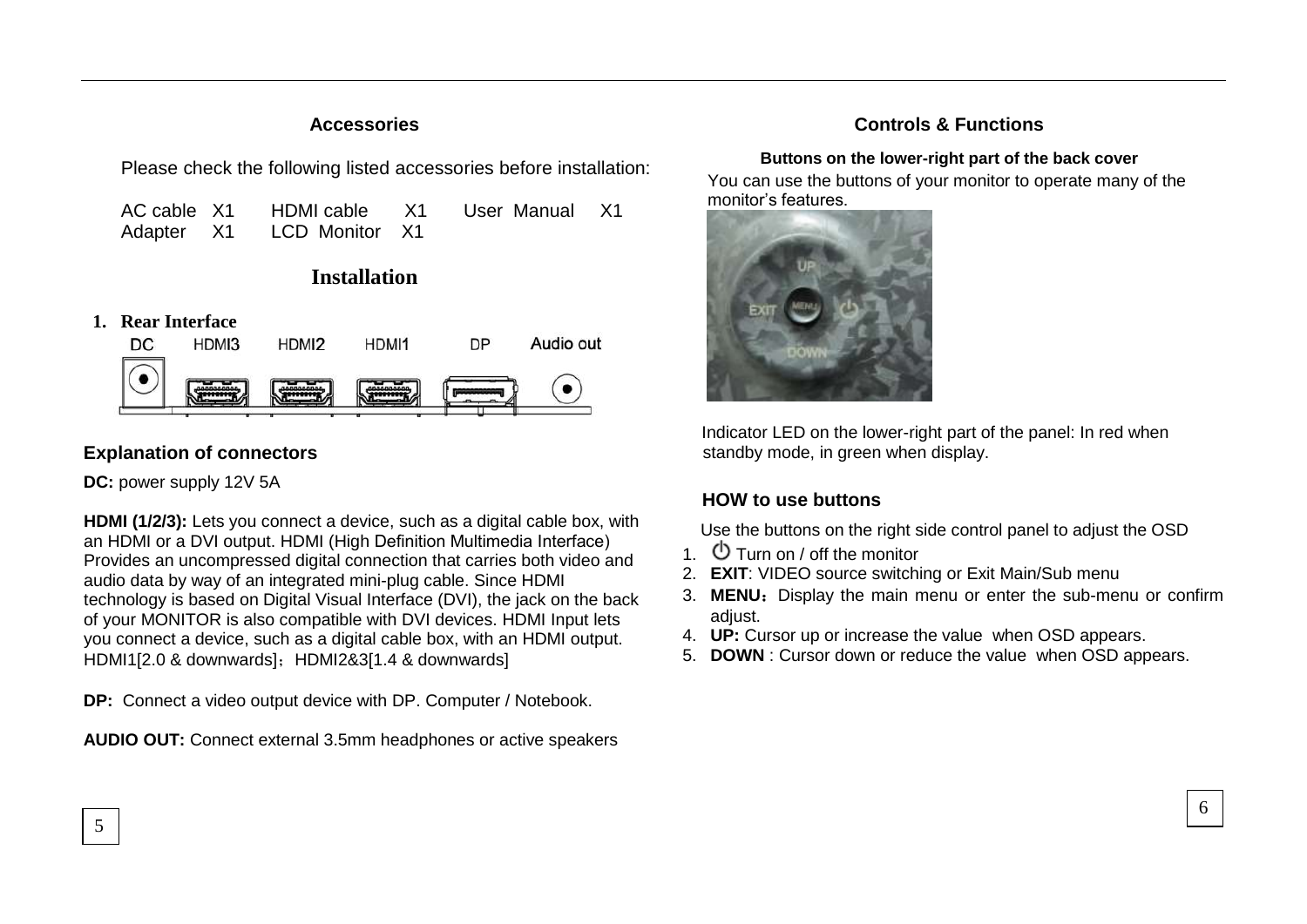## Accessories

Please check the following listed accessories before installation:

AC cable X1 HDMI cable X1 User Manual X1
Adapter X1 LCD Monitor X1

## Installation

**1. Rear Interface**

DC HDMI3 HDMI2 HDMI1 DP Audio out

### Explanation of connectors

**DC:** power supply 12V 5A

**HDMI (1/2/3):** Lets you connect a device, such as a digital cable box, with an HDMI or a DVI output. HDMI (High Definition Multimedia Interface) Provides an uncompressed digital connection that carries both video and audio data by way of an integrated mini-plug cable. Since HDMI technology is based on Digital Visual Interface (DVI), the jack on the back of your MONITOR is also compatible with DVI devices. HDMI Input lets you connect a device, such as a digital cable box, with an HDMI output. HDMI1[2.0 & downwards]；HDMI2&3[1.4 & downwards]

**DP:** Connect a video output device with DP. Computer / Notebook.

**AUDIO OUT:** Connect external 3.5mm headphones or active speakers

## Controls & Functions

**Buttons on the lower-right part of the back cover**

You can use the buttons of your monitor to operate many of the monitor's features.

Indicator LED on the lower-right part of the panel: In red when standby mode, in green when display.

### HOW to use buttons

Use the buttons on the right side control panel to adjust the OSD

1. ⏻ Turn on / off the monitor
2. **EXIT**: VIDEO source switching or Exit Main/Sub menu
3. **MENU**：Display the main menu or enter the sub-menu or confirm adjust.
4. **UP:** Cursor up or increase the value when OSD appears.
5. **DOWN** : Cursor down or reduce the value when OSD appears.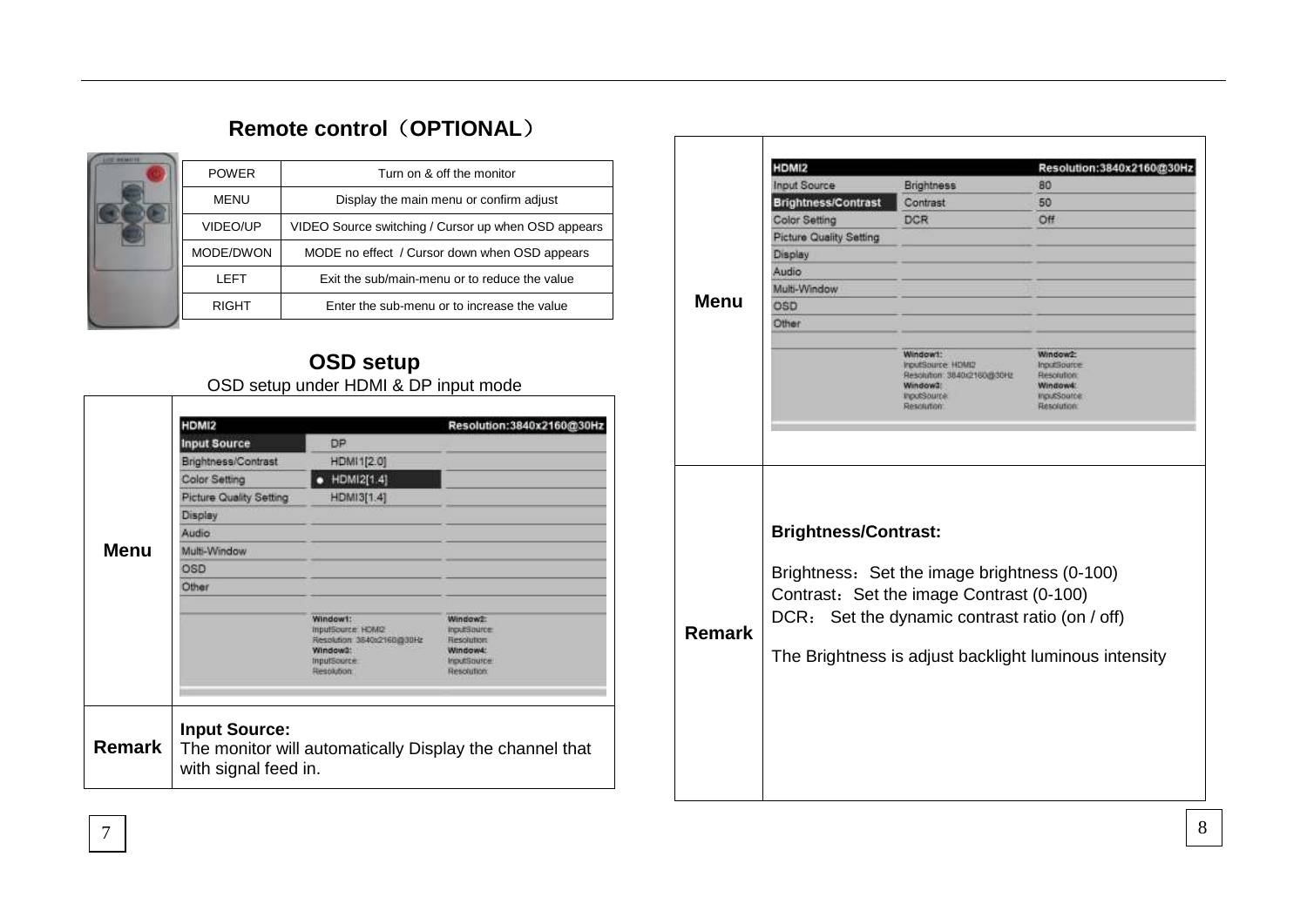## Remote control（OPTIONAL）

| POWER | Turn on & off the monitor |
|---|---|
| MENU | Display the main menu or confirm adjust |
| VIDEO/UP | VIDEO Source switching / Cursor up when OSD appears |
| MODE/DWON | MODE no effect / Cursor down when OSD appears |
| LEFT | Exit the sub/main-menu or to reduce the value |
| RIGHT | Enter the sub-menu or to increase the value |

## OSD setup

OSD setup under HDMI & DP input mode

| | |
|---|---|
| **Menu** | HDMI2 — Resolution:3840x2160@30Hz<br>Input Source: DP / HDMI1[2.0] / ● HDMI2[1.4] / HDMI3[1.4]<br>Brightness/Contrast<br>Color Setting<br>Picture Quality Setting<br>Display<br>Audio<br>Multi-Window<br>OSD<br>Other<br>Window1: InputSource: HDMI2 Resolution: 3840x2160@30Hz<br>Window2: InputSource: Resolution:<br>Window3: InputSource: Resolution:<br>Window4: InputSource: Resolution: |
| **Remark** | **Input Source:**<br>The monitor will automatically Display the channel that with signal feed in. |

| | |
|---|---|
| **Menu** | HDMI2 — Resolution:3840x2160@30Hz<br>Input Source<br>Brightness/Contrast: Brightness 80 / Contrast 50 / DCR Off<br>Color Setting<br>Picture Quality Setting<br>Display<br>Audio<br>Multi-Window<br>OSD<br>Other<br>Window1: InputSource: HDMI2 Resolution: 3840x2160@30Hz<br>Window2: InputSource: Resolution:<br>Window3: InputSource: Resolution:<br>Window4: InputSource: Resolution: |
| **Remark** | **Brightness/Contrast:**<br>Brightness：Set the image brightness (0-100)<br>Contrast：Set the image Contrast (0-100)<br>DCR： Set the dynamic contrast ratio (on / off)<br>The Brightness is adjust backlight luminous intensity |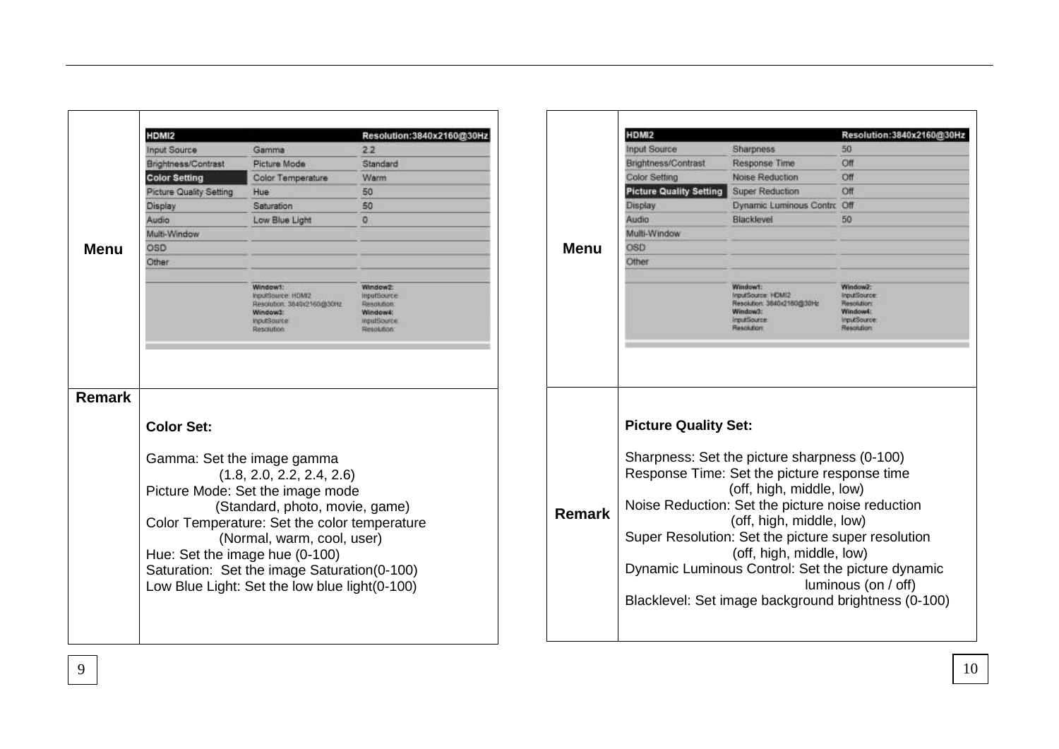| Menu | HDMI2 — Resolution:3840x2160@30Hz<br>Input Source — Gamma — 2.2<br>Brightness/Contrast — Picture Mode — Standard<br>**Color Setting** — Color Temperature — Warm<br>Picture Quality Setting — Hue — 50<br>Display — Saturation — 50<br>Audio — Low Blue Light — 0<br>Multi-Window<br>OSD<br>Other<br>Window1: InputSource: HDMI2 Resolution: 3840x2160@30Hz<br>Window2: InputSource: Resolution:<br>Window3: InputSource: Resolution:<br>Window4: InputSource: Resolution: |
|---|---|
| Remark | **Color Set:**<br><br>Gamma: Set the image gamma (1.8, 2.0, 2.2, 2.4, 2.6)<br>Picture Mode: Set the image mode (Standard, photo, movie, game)<br>Color Temperature: Set the color temperature (Normal, warm, cool, user)<br>Hue: Set the image hue (0-100)<br>Saturation: Set the image Saturation(0-100)<br>Low Blue Light: Set the low blue light(0-100) |

| Menu | HDMI2 — Resolution:3840x2160@30Hz<br>Input Source — Sharpness — 50<br>Brightness/Contrast — Response Time — Off<br>Color Setting — Noise Reduction — Off<br>**Picture Quality Setting** — Super Reduction — Off<br>Display — Dynamic Luminous Contrc — Off<br>Audio — Blacklevel — 50<br>Multi-Window<br>OSD<br>Other<br>Window1: InputSource: HDMI2 Resolution: 3840x2160@30Hz<br>Window2: InputSource: Resolution:<br>Window3: InputSource: Resolution:<br>Window4: InputSource: Resolution: |
|---|---|
| Remark | **Picture Quality Set:**<br><br>Sharpness: Set the picture sharpness (0-100)<br>Response Time: Set the picture response time (off, high, middle, low)<br>Noise Reduction: Set the picture noise reduction (off, high, middle, low)<br>Super Resolution: Set the picture super resolution (off, high, middle, low)<br>Dynamic Luminous Control: Set the picture dynamic luminous (on / off)<br>Blacklevel: Set image background brightness (0-100) |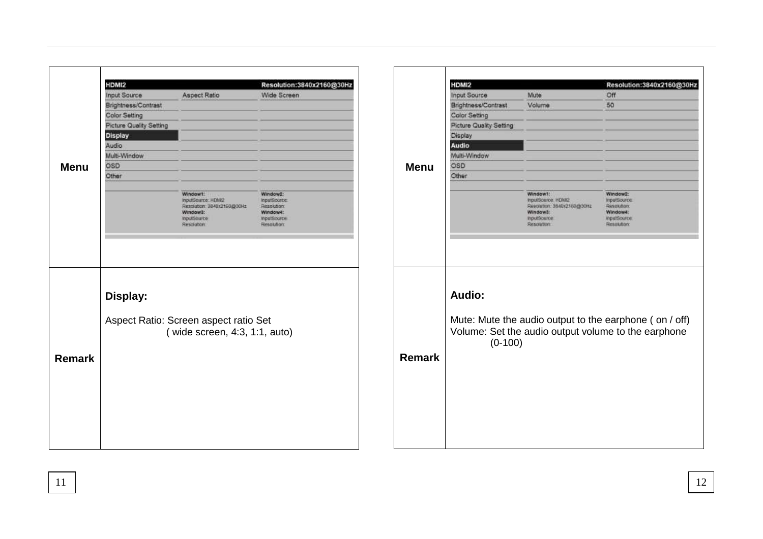| Menu | |
|---|---|
| Menu | HDMI2 — Resolution:3840x2160@30Hz<br>Input Source \| Aspect Ratio \| Wide Screen<br>Brightness/Contrast<br>Color Setting<br>Picture Quality Setting<br>**Display**<br>Audio<br>Multi-Window<br>OSD<br>Other<br>Window1: InputSource: HDMI2 Resolution: 3840x2160@30Hz<br>Window2: InputSource: Resolution:<br>Window3: InputSource: Resolution:<br>Window4: InputSource: Resolution: |
| Remark | **Display:**<br><br>Aspect Ratio: Screen aspect ratio Set ( wide screen, 4:3, 1:1, auto) |

| Menu | |
|---|---|
| Menu | HDMI2 — Resolution:3840x2160@30Hz<br>Input Source \| Mute \| Off<br>Brightness/Contrast \| Volume \| 50<br>Color Setting<br>Picture Quality Setting<br>Display<br>**Audio**<br>Multi-Window<br>OSD<br>Other<br>Window1: InputSource: HDMI2 Resolution: 3840x2160@30Hz<br>Window2: InputSource: Resolution:<br>Window3: InputSource: Resolution:<br>Window4: InputSource: Resolution: |
| Remark | **Audio:**<br><br>Mute: Mute the audio output to the earphone ( on / off)<br>Volume: Set the audio output volume to the earphone (0-100) |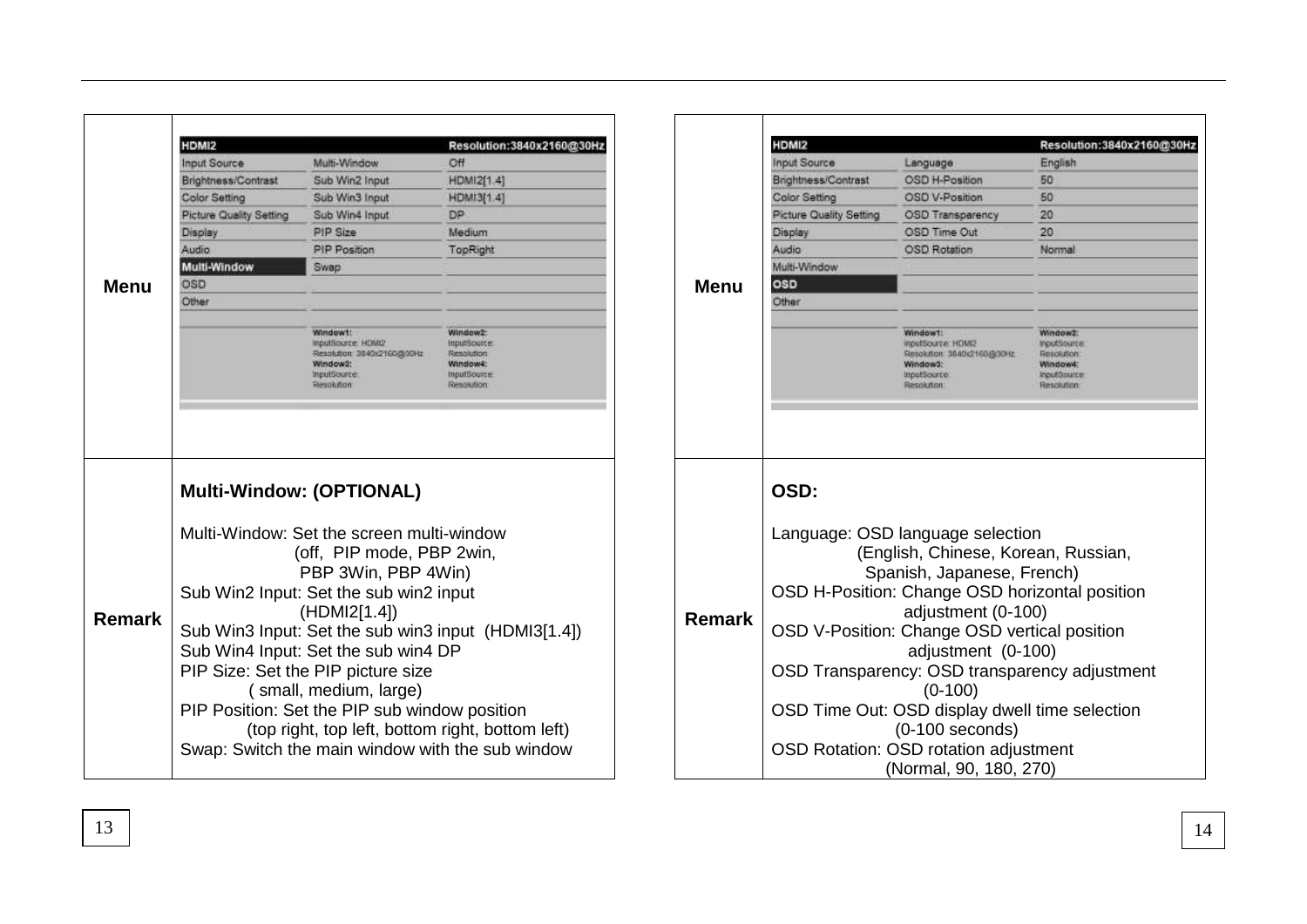| Menu | |
|---|---|
| **Menu** | HDMI2 — Resolution:3840x2160@30Hz<br>Input Source / Brightness/Contrast / Color Setting / Picture Quality Setting / Display / Audio / **Multi-Window** / OSD / Other<br>Multi-Window: Off<br>Sub Win2 Input: HDMI2[1.4]<br>Sub Win3 Input: HDMI3[1.4]<br>Sub Win4 Input: DP<br>PIP Size: Medium<br>PIP Position: TopRight<br>Swap<br>Window1: InputSource: HDMI2 Resolution: 3840x2160@30Hz<br>Window2: InputSource: Resolution:<br>Window3: InputSource: Resolution:<br>Window4: InputSource: Resolution: |
| **Remark** | **Multi-Window: (OPTIONAL)**<br><br>Multi-Window: Set the screen multi-window (off, PIP mode, PBP 2win, PBP 3Win, PBP 4Win)<br>Sub Win2 Input: Set the sub win2 input (HDMI2[1.4])<br>Sub Win3 Input: Set the sub win3 input (HDMI3[1.4])<br>Sub Win4 Input: Set the sub win4 DP<br>PIP Size: Set the PIP picture size ( small, medium, large)<br>PIP Position: Set the PIP sub window position (top right, top left, bottom right, bottom left)<br>Swap: Switch the main window with the sub window |

| Menu | |
|---|---|
| **Menu** | HDMI2 — Resolution:3840x2160@30Hz<br>Input Source / Brightness/Contrast / Color Setting / Picture Quality Setting / Display / Audio / Multi-Window / **OSD** / Other<br>Language: English<br>OSD H-Position: 50<br>OSD V-Position: 50<br>OSD Transparency: 20<br>OSD Time Out: 20<br>OSD Rotation: Normal<br>Window1: InputSource: HDMI2 Resolution: 3840x2160@30Hz<br>Window2: InputSource: Resolution:<br>Window3: InputSource: Resolution:<br>Window4: InputSource: Resolution: |
| **Remark** | **OSD:**<br><br>Language: OSD language selection (English, Chinese, Korean, Russian, Spanish, Japanese, French)<br>OSD H-Position: Change OSD horizontal position adjustment (0-100)<br>OSD V-Position: Change OSD vertical position adjustment (0-100)<br>OSD Transparency: OSD transparency adjustment (0-100)<br>OSD Time Out: OSD display dwell time selection (0-100 seconds)<br>OSD Rotation: OSD rotation adjustment (Normal, 90, 180, 270) |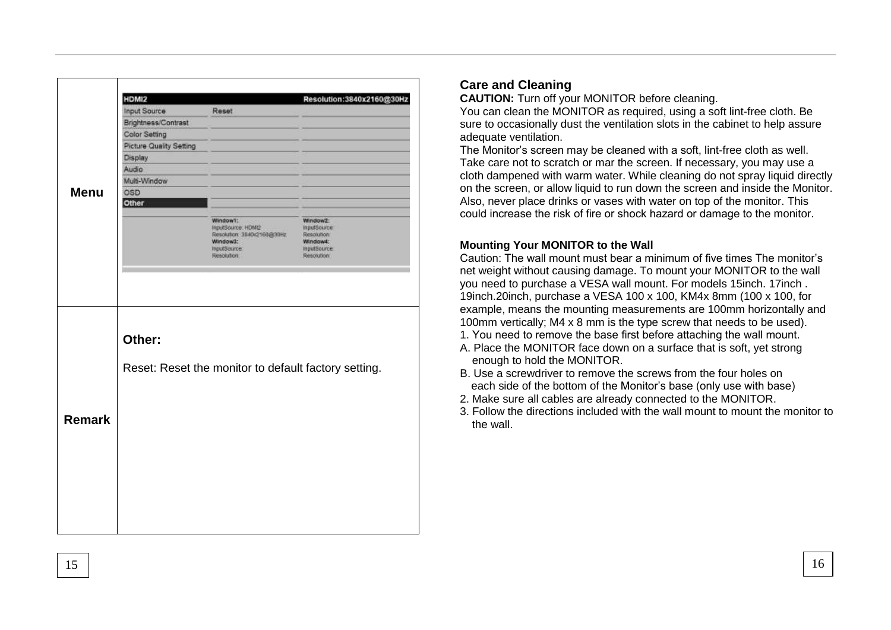| | |
|---|---|
| **Menu** | HDMI2 Resolution:3840x2160@30Hz<br>Input Source / Reset<br>Brightness/Contrast<br>Color Setting<br>Picture Quality Setting<br>Display<br>Audio<br>Multi-Window<br>OSD<br>Other<br>Window1: InputSource: HDMI2 Resolution: 3840x2160@30Hz<br>Window2: InputSource: Resolution:<br>Window3: InputSource: Resolution:<br>Window4: InputSource: Resolution: |
| **Remark** | **Other:**<br><br>Reset: Reset the monitor to default factory setting. |

## Care and Cleaning

**CAUTION:** Turn off your MONITOR before cleaning.

You can clean the MONITOR as required, using a soft lint-free cloth. Be sure to occasionally dust the ventilation slots in the cabinet to help assure adequate ventilation.

The Monitor's screen may be cleaned with a soft, lint-free cloth as well. Take care not to scratch or mar the screen. If necessary, you may use a cloth dampened with warm water. While cleaning do not spray liquid directly on the screen, or allow liquid to run down the screen and inside the Monitor. Also, never place drinks or vases with water on top of the monitor. This could increase the risk of fire or shock hazard or damage to the monitor.

### Mounting Your MONITOR to the Wall

Caution: The wall mount must bear a minimum of five times The monitor's net weight without causing damage. To mount your MONITOR to the wall you need to purchase a VESA wall mount. For models 15inch. 17inch . 19inch.20inch, purchase a VESA 100 x 100, KM4x 8mm (100 x 100, for example, means the mounting measurements are 100mm horizontally and 100mm vertically; M4 x 8 mm is the type screw that needs to be used).

1. You need to remove the base first before attaching the wall mount.
   A. Place the MONITOR face down on a surface that is soft, yet strong enough to hold the MONITOR.
   B. Use a screwdriver to remove the screws from the four holes on each side of the bottom of the Monitor's base (only use with base)
2. Make sure all cables are already connected to the MONITOR.
3. Follow the directions included with the wall mount to mount the monitor to the wall.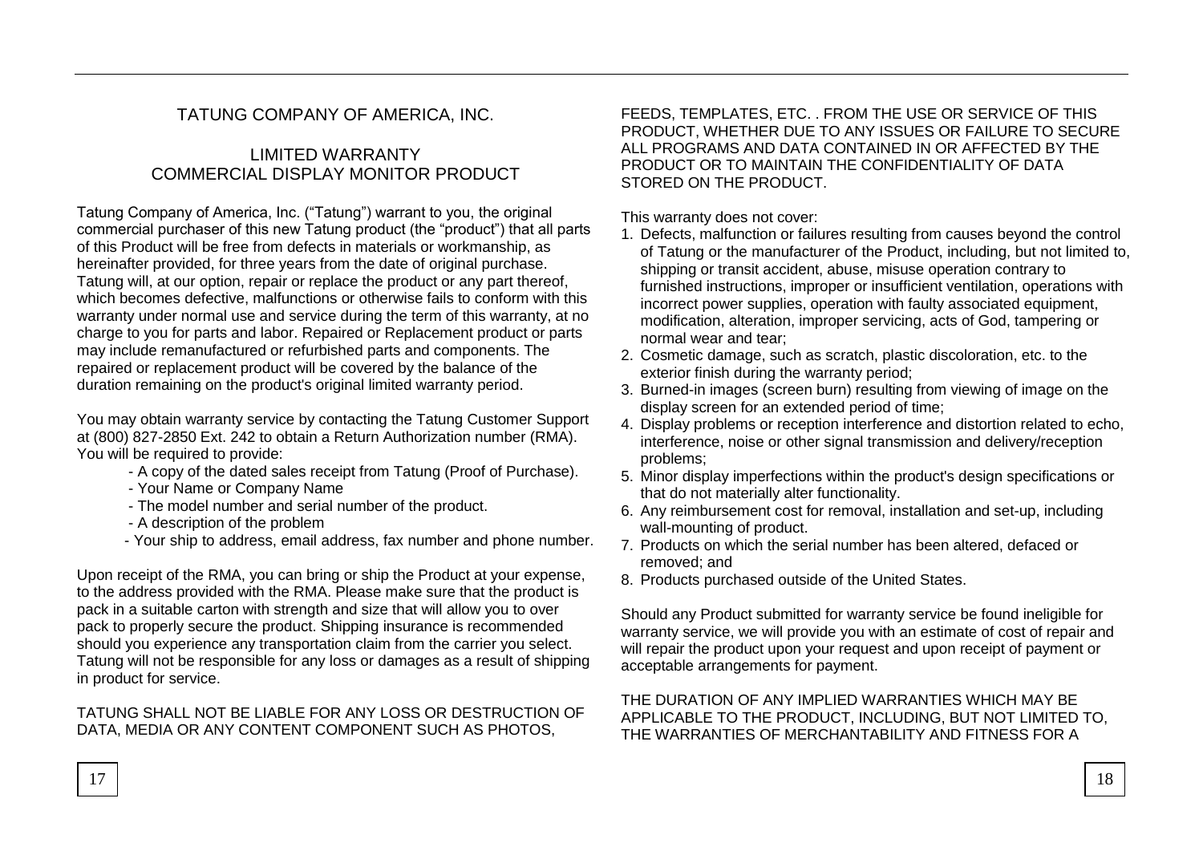# TATUNG COMPANY OF AMERICA, INC.

## LIMITED WARRANTY
## COMMERCIAL DISPLAY MONITOR PRODUCT

Tatung Company of America, Inc. ("Tatung") warrant to you, the original commercial purchaser of this new Tatung product (the "product") that all parts of this Product will be free from defects in materials or workmanship, as hereinafter provided, for three years from the date of original purchase. Tatung will, at our option, repair or replace the product or any part thereof, which becomes defective, malfunctions or otherwise fails to conform with this warranty under normal use and service during the term of this warranty, at no charge to you for parts and labor. Repaired or Replacement product or parts may include remanufactured or refurbished parts and components. The repaired or replacement product will be covered by the balance of the duration remaining on the product's original limited warranty period.

You may obtain warranty service by contacting the Tatung Customer Support at (800) 827-2850 Ext. 242 to obtain a Return Authorization number (RMA). You will be required to provide:

- A copy of the dated sales receipt from Tatung (Proof of Purchase).
- Your Name or Company Name
- The model number and serial number of the product.
- A description of the problem
- Your ship to address, email address, fax number and phone number.

Upon receipt of the RMA, you can bring or ship the Product at your expense, to the address provided with the RMA. Please make sure that the product is pack in a suitable carton with strength and size that will allow you to over pack to properly secure the product. Shipping insurance is recommended should you experience any transportation claim from the carrier you select. Tatung will not be responsible for any loss or damages as a result of shipping in product for service.

TATUNG SHALL NOT BE LIABLE FOR ANY LOSS OR DESTRUCTION OF DATA, MEDIA OR ANY CONTENT COMPONENT SUCH AS PHOTOS, FEEDS, TEMPLATES, ETC. . FROM THE USE OR SERVICE OF THIS PRODUCT, WHETHER DUE TO ANY ISSUES OR FAILURE TO SECURE ALL PROGRAMS AND DATA CONTAINED IN OR AFFECTED BY THE PRODUCT OR TO MAINTAIN THE CONFIDENTIALITY OF DATA STORED ON THE PRODUCT.

This warranty does not cover:

1. Defects, malfunction or failures resulting from causes beyond the control of Tatung or the manufacturer of the Product, including, but not limited to, shipping or transit accident, abuse, misuse operation contrary to furnished instructions, improper or insufficient ventilation, operations with incorrect power supplies, operation with faulty associated equipment, modification, alteration, improper servicing, acts of God, tampering or normal wear and tear;
2. Cosmetic damage, such as scratch, plastic discoloration, etc. to the exterior finish during the warranty period;
3. Burned-in images (screen burn) resulting from viewing of image on the display screen for an extended period of time;
4. Display problems or reception interference and distortion related to echo, interference, noise or other signal transmission and delivery/reception problems;
5. Minor display imperfections within the product's design specifications or that do not materially alter functionality.
6. Any reimbursement cost for removal, installation and set-up, including wall-mounting of product.
7. Products on which the serial number has been altered, defaced or removed; and
8. Products purchased outside of the United States.

Should any Product submitted for warranty service be found ineligible for warranty service, we will provide you with an estimate of cost of repair and will repair the product upon your request and upon receipt of payment or acceptable arrangements for payment.

THE DURATION OF ANY IMPLIED WARRANTIES WHICH MAY BE APPLICABLE TO THE PRODUCT, INCLUDING, BUT NOT LIMITED TO, THE WARRANTIES OF MERCHANTABILITY AND FITNESS FOR A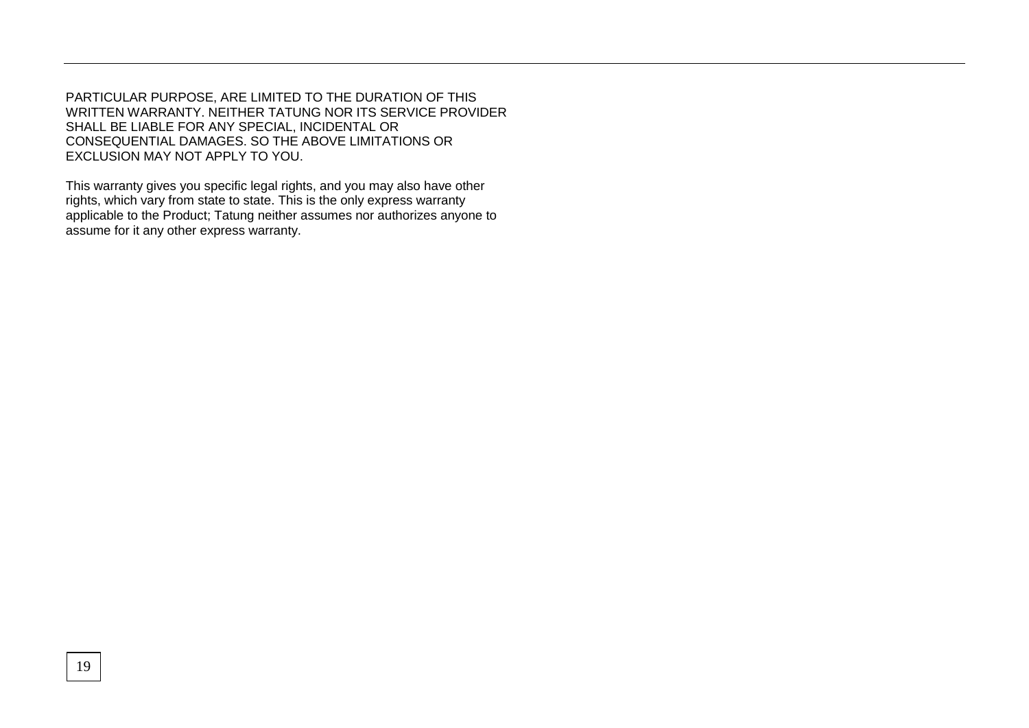PARTICULAR PURPOSE, ARE LIMITED TO THE DURATION OF THIS WRITTEN WARRANTY. NEITHER TATUNG NOR ITS SERVICE PROVIDER SHALL BE LIABLE FOR ANY SPECIAL, INCIDENTAL OR CONSEQUENTIAL DAMAGES. SO THE ABOVE LIMITATIONS OR EXCLUSION MAY NOT APPLY TO YOU.

This warranty gives you specific legal rights, and you may also have other rights, which vary from state to state. This is the only express warranty applicable to the Product; Tatung neither assumes nor authorizes anyone to assume for it any other express warranty.